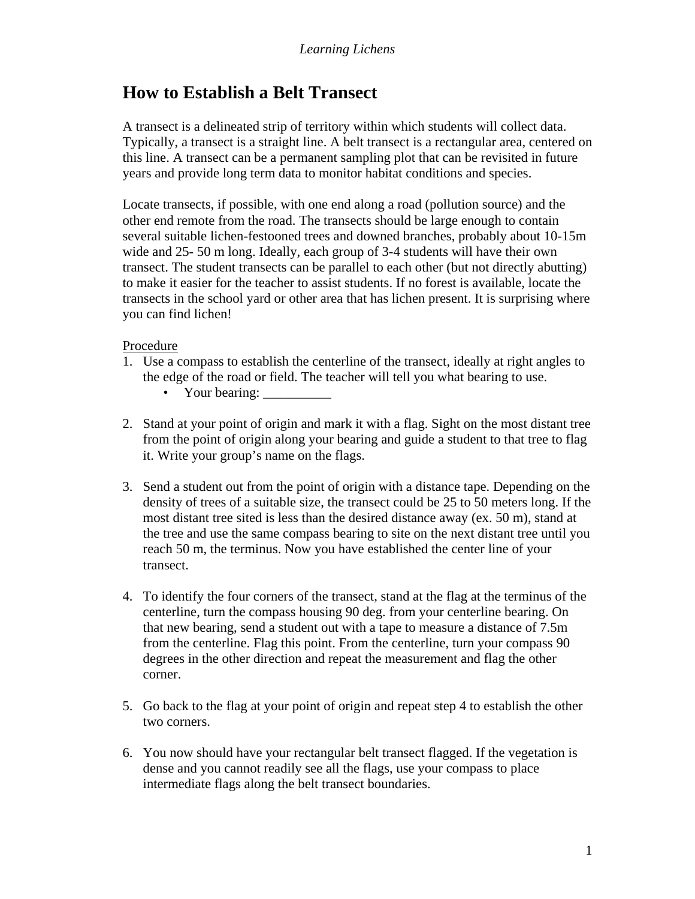# How to Establish a Belt Transect

A transect is a delineated strip of territory within which students will collect data. Typically, a transect is a straight line. A belt transect is a rectangular area, centered on this line. A transect can be a permanent sampling plot that can be revisited in future years and provide long term data to monitor habitat conditions and species.

Locate transects, if possible, with one end along a road (pollution source) and the other end remote from the road. The transects should be large enough to contain several suitable lichen-festooned trees and downed branches, probably about 10-15m wide and 25- 50 m long. Ideally, each group of 3-4 students will have their own transect. The student transects can be parallel to each other (but not directly abutting) to make it easier for the teacher to assist students. If no forest is available, locate the transects in the school yard or other area that has lichen present. It is surprising where you can find lichen!

<u>Procedure</u>

1. Use a compass to establish the centerline of the transect, ideally at right angles to the edge of the road or field. The teacher will tell you what bearing to use.
   - Your bearing: __________

2. Stand at your point of origin and mark it with a flag. Sight on the most distant tree from the point of origin along your bearing and guide a student to that tree to flag it. Write your group's name on the flags.

3. Send a student out from the point of origin with a distance tape. Depending on the density of trees of a suitable size, the transect could be 25 to 50 meters long. If the most distant tree sited is less than the desired distance away (ex. 50 m), stand at the tree and use the same compass bearing to site on the next distant tree until you reach 50 m, the terminus. Now you have established the center line of your transect.

4. To identify the four corners of the transect, stand at the flag at the terminus of the centerline, turn the compass housing 90 deg. from your centerline bearing. On that new bearing, send a student out with a tape to measure a distance of 7.5m from the centerline. Flag this point. From the centerline, turn your compass 90 degrees in the other direction and repeat the measurement and flag the other corner.

5. Go back to the flag at your point of origin and repeat step 4 to establish the other two corners.

6. You now should have your rectangular belt transect flagged. If the vegetation is dense and you cannot readily see all the flags, use your compass to place intermediate flags along the belt transect boundaries.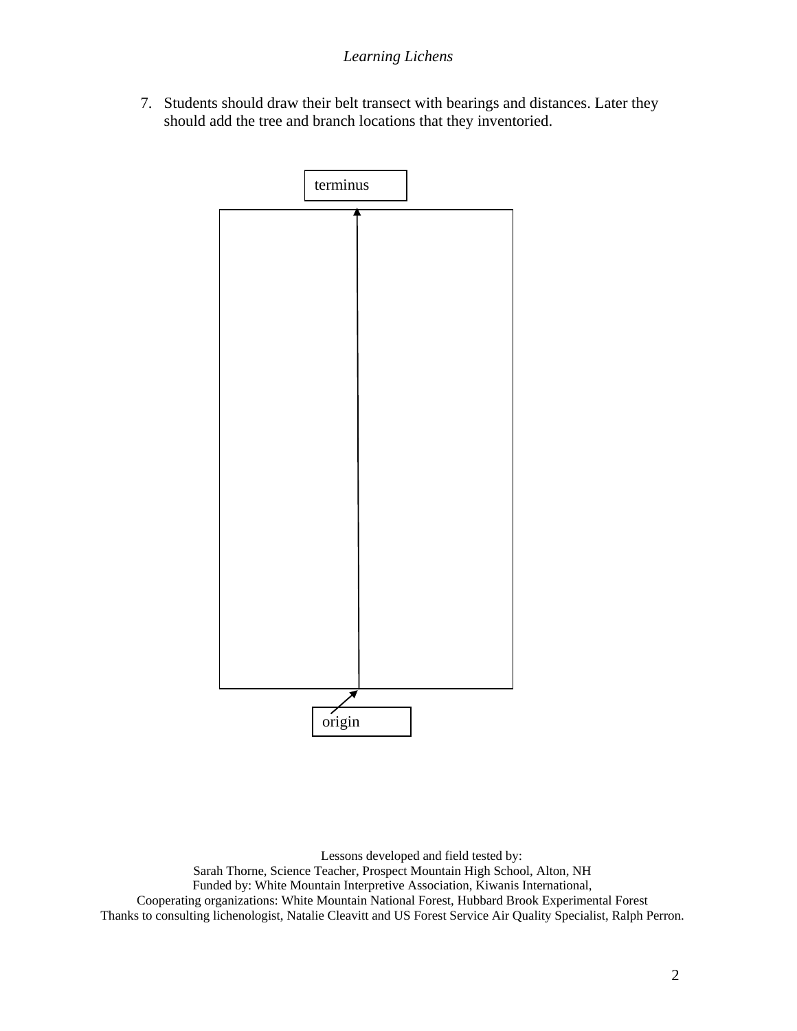7. Students should draw their belt transect with bearings and distances. Later they should add the tree and branch locations that they inventoried.

terminus

origin

Lessons developed and field tested by:
Sarah Thorne, Science Teacher, Prospect Mountain High School, Alton, NH
Funded by: White Mountain Interpretive Association, Kiwanis International,
Cooperating organizations: White Mountain National Forest, Hubbard Brook Experimental Forest
Thanks to consulting lichenologist, Natalie Cleavitt and US Forest Service Air Quality Specialist, Ralph Perron.